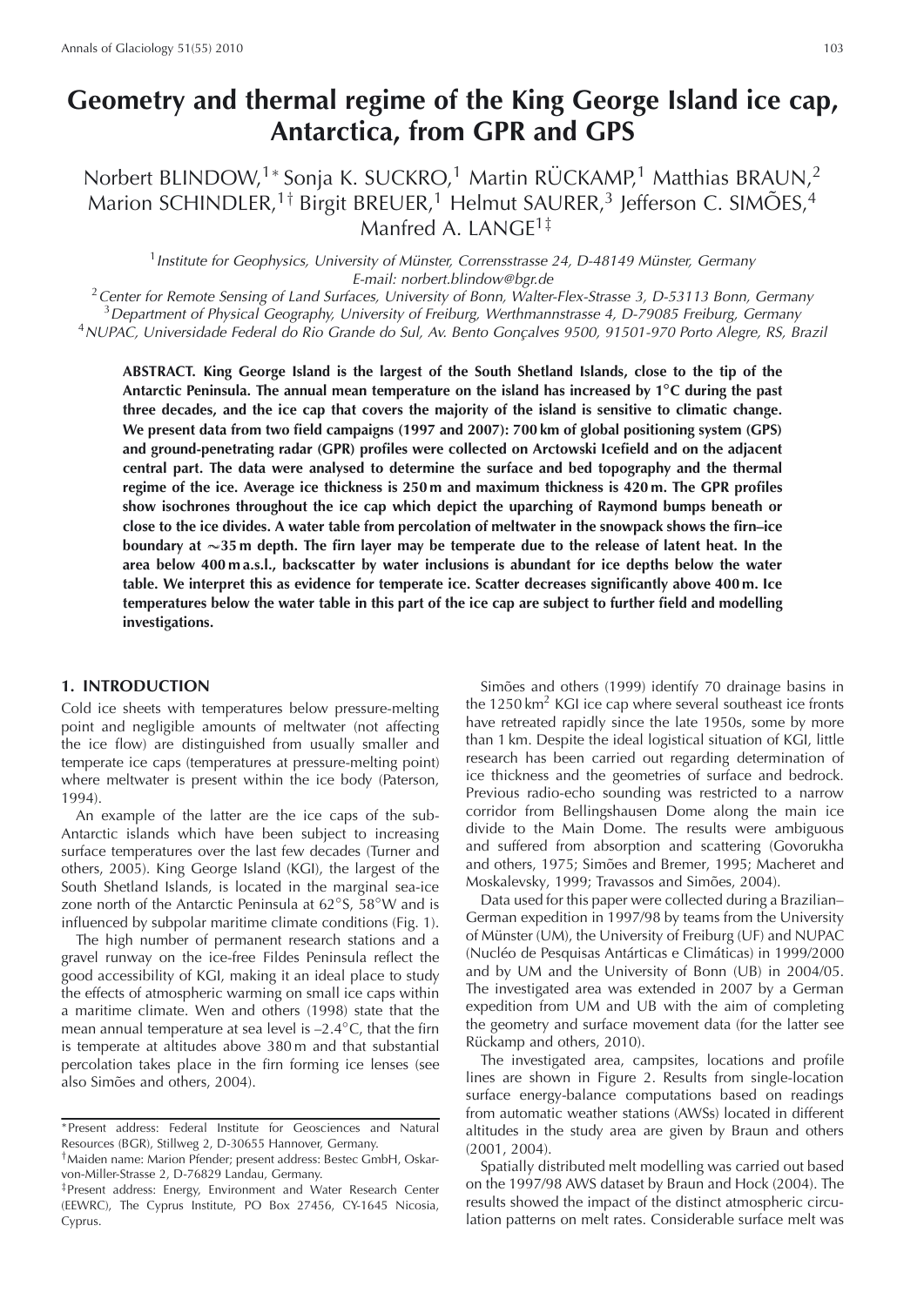# Geometry and thermal regime of the King George Island ice cap, Antarctica, from GPR and GPS

Norbert BLINDOW,[1*] Sonja K. SUCKRO,[1] Martin RÜCKAMP,[1] Matthias BRAUN,[2] Marion SCHINDLER,[1†] Birgit BREUER,[1] Helmut SAURER,[3] Jefferson C. SIMÕES,[4] Manfred A. LANGE[1‡]

[1] *Institute for Geophysics, University of Münster, Corrensstrasse 24, D-48149 Münster, Germany*
*E-mail: norbert.blindow@bgr.de*

[2] *Center for Remote Sensing of Land Surfaces, University of Bonn, Walter-Flex-Strasse 3, D-53113 Bonn, Germany*

[3] *Department of Physical Geography, University of Freiburg, Werthmannstrasse 4, D-79085 Freiburg, Germany*

[4] *NUPAC, Universidade Federal do Rio Grande do Sul, Av. Bento Gonçalves 9500, 91501-970 Porto Alegre, RS, Brazil*

**ABSTRACT. King George Island is the largest of the South Shetland Islands, close to the tip of the Antarctic Peninsula. The annual mean temperature on the island has increased by 1°C during the past three decades, and the ice cap that covers the majority of the island is sensitive to climatic change. We present data from two field campaigns (1997 and 2007): 700 km of global positioning system (GPS) and ground-penetrating radar (GPR) profiles were collected on Arctowski Icefield and on the adjacent central part. The data were analysed to determine the surface and bed topography and the thermal regime of the ice. Average ice thickness is 250 m and maximum thickness is 420 m. The GPR profiles show isochrones throughout the ice cap which depict the uparching of Raymond bumps beneath or close to the ice divides. A water table from percolation of meltwater in the snowpack shows the firn–ice boundary at ~35 m depth. The firn layer may be temperate due to the release of latent heat. In the area below 400 m a.s.l., backscatter by water inclusions is abundant for ice depths below the water table. We interpret this as evidence for temperate ice. Scatter decreases significantly above 400 m. Ice temperatures below the water table in this part of the ice cap are subject to further field and modelling investigations.**

## 1. INTRODUCTION

Cold ice sheets with temperatures below pressure-melting point and negligible amounts of meltwater (not affecting the ice flow) are distinguished from usually smaller and temperate ice caps (temperatures at pressure-melting point) where meltwater is present within the ice body (Paterson, 1994).

An example of the latter are the ice caps of the sub-Antarctic islands which have been subject to increasing surface temperatures over the last few decades (Turner and others, 2005). King George Island (KGI), the largest of the South Shetland Islands, is located in the marginal sea-ice zone north of the Antarctic Peninsula at 62°S, 58°W and is influenced by subpolar maritime climate conditions (Fig. 1).

The high number of permanent research stations and a gravel runway on the ice-free Fildes Peninsula reflect the good accessibility of KGI, making it an ideal place to study the effects of atmospheric warming on small ice caps within a maritime climate. Wen and others (1998) state that the mean annual temperature at sea level is –2.4°C, that the firn is temperate at altitudes above 380 m and that substantial percolation takes place in the firn forming ice lenses (see also Simões and others, 2004).

Simões and others (1999) identify 70 drainage basins in the 1250 km$^2$ KGI ice cap where several southeast ice fronts have retreated rapidly since the late 1950s, some by more than 1 km. Despite the ideal logistical situation of KGI, little research has been carried out regarding determination of ice thickness and the geometries of surface and bedrock. Previous radio-echo sounding was restricted to a narrow corridor from Bellingshausen Dome along the main ice divide to the Main Dome. The results were ambiguous and suffered from absorption and scattering (Govorukha and others, 1975; Simões and Bremer, 1995; Macheret and Moskalevsky, 1999; Travassos and Simões, 2004).

Data used for this paper were collected during a Brazilian–German expedition in 1997/98 by teams from the University of Münster (UM), the University of Freiburg (UF) and NUPAC (Nucléo de Pesquisas Antárticas e Climáticas) in 1999/2000 and by UM and the University of Bonn (UB) in 2004/05. The investigated area was extended in 2007 by a German expedition from UM and UB with the aim of completing the geometry and surface movement data (for the latter see Rückamp and others, 2010).

The investigated area, campsites, locations and profile lines are shown in Figure 2. Results from single-location surface energy-balance computations based on readings from automatic weather stations (AWSs) located in different altitudes in the study area are given by Braun and others (2001, 2004).

Spatially distributed melt modelling was carried out based on the 1997/98 AWS dataset by Braun and Hock (2004). The results showed the impact of the distinct atmospheric circulation patterns on melt rates. Considerable surface melt was

---

*Present address: Federal Institute for Geosciences and Natural Resources (BGR), Stillweg 2, D-30655 Hannover, Germany.

†Maiden name: Marion Pfender; present address: Bestec GmbH, Oskar-von-Miller-Strasse 2, D-76829 Landau, Germany.

‡Present address: Energy, Environment and Water Research Center (EEWRC), The Cyprus Institute, PO Box 27456, CY-1645 Nicosia, Cyprus.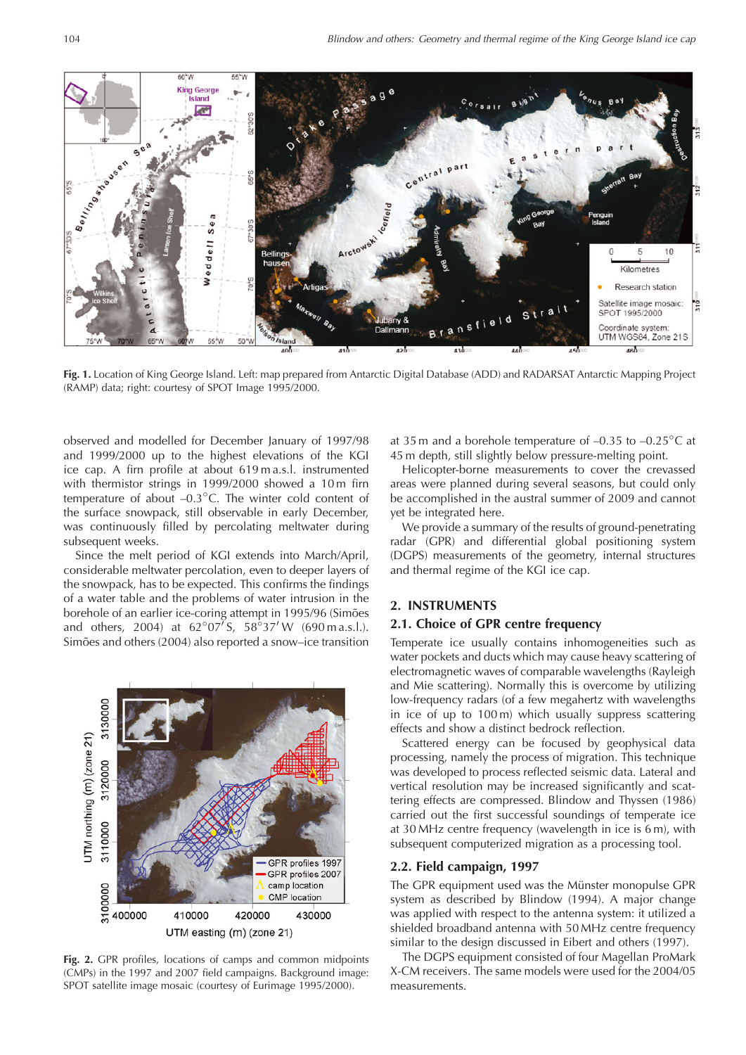Fig. 1. Location of King George Island. Left: map prepared from Antarctic Digital Database (ADD) and RADARSAT Antarctic Mapping Project (RAMP) data; right: courtesy of SPOT Image 1995/2000.

observed and modelled for December January of 1997/98 and 1999/2000 up to the highest elevations of the KGI ice cap. A firn profile at about 619 m a.s.l. instrumented with thermistor strings in 1999/2000 showed a 10 m firn temperature of about –0.3°C. The winter cold content of the surface snowpack, still observable in early December, was continuously filled by percolating meltwater during subsequent weeks.

Since the melt period of KGI extends into March/April, considerable meltwater percolation, even to deeper layers of the snowpack, has to be expected. This confirms the findings of a water table and the problems of water intrusion in the borehole of an earlier ice-coring attempt in 1995/96 (Simões and others, 2004) at 62°07′ S, 58°37′ W (690 m a.s.l.). Simões and others (2004) also reported a snow–ice transition at 35 m and a borehole temperature of –0.35 to –0.25°C at 45 m depth, still slightly below pressure-melting point.

Helicopter-borne measurements to cover the crevassed areas were planned during several seasons, but could only be accomplished in the austral summer of 2009 and cannot yet be integrated here.

We provide a summary of the results of ground-penetrating radar (GPR) and differential global positioning system (DGPS) measurements of the geometry, internal structures and thermal regime of the KGI ice cap.

Fig. 2. GPR profiles, locations of camps and common midpoints (CMPs) in the 1997 and 2007 field campaigns. Background image: SPOT satellite image mosaic (courtesy of Eurimage 1995/2000).

## 2. INSTRUMENTS

### 2.1. Choice of GPR centre frequency

Temperate ice usually contains inhomogeneities such as water pockets and ducts which may cause heavy scattering of electromagnetic waves of comparable wavelengths (Rayleigh and Mie scattering). Normally this is overcome by utilizing low-frequency radars (of a few megahertz with wavelengths in ice of up to 100 m) which usually suppress scattering effects and show a distinct bedrock reflection.

Scattered energy can be focused by geophysical data processing, namely the process of migration. This technique was developed to process reflected seismic data. Lateral and vertical resolution may be increased significantly and scattering effects are compressed. Blindow and Thyssen (1986) carried out the first successful soundings of temperate ice at 30 MHz centre frequency (wavelength in ice is 6 m), with subsequent computerized migration as a processing tool.

### 2.2. Field campaign, 1997

The GPR equipment used was the Münster monopulse GPR system as described by Blindow (1994). A major change was applied with respect to the antenna system: it utilized a shielded broadband antenna with 50 MHz centre frequency similar to the design discussed in Eibert and others (1997).

The DGPS equipment consisted of four Magellan ProMark X-CM receivers. The same models were used for the 2004/05 measurements.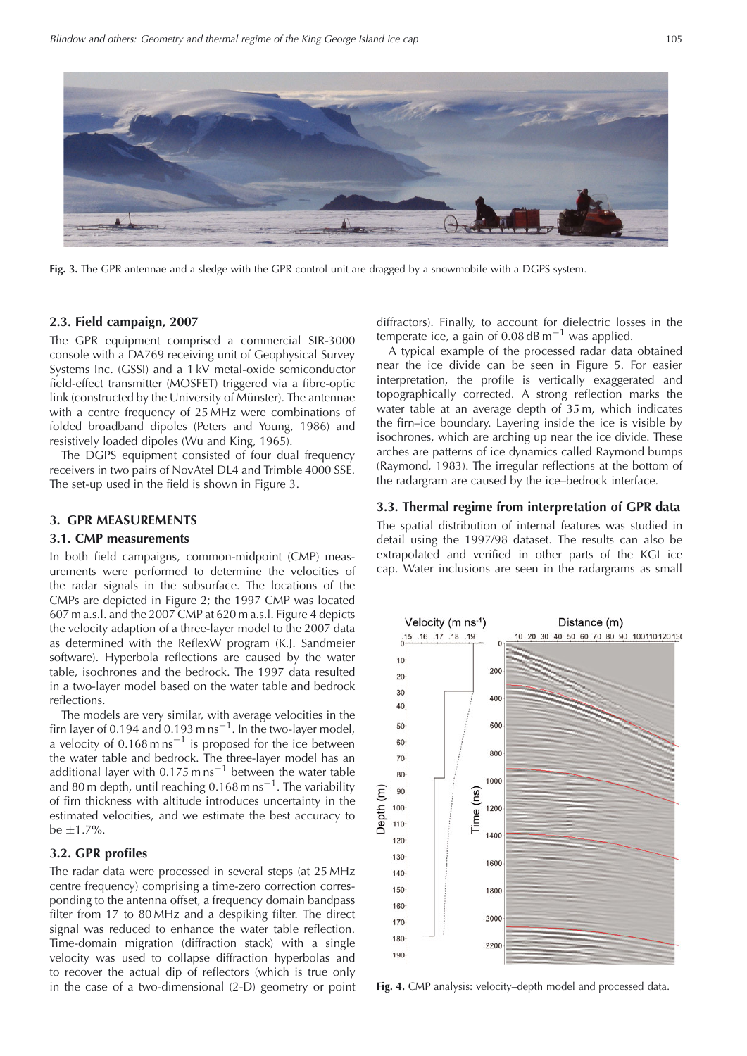Fig. 3. The GPR antennae and a sledge with the GPR control unit are dragged by a snowmobile with a DGPS system.

### 2.3. Field campaign, 2007

The GPR equipment comprised a commercial SIR-3000 console with a DA769 receiving unit of Geophysical Survey Systems Inc. (GSSI) and a 1 kV metal-oxide semiconductor field-effect transmitter (MOSFET) triggered via a fibre-optic link (constructed by the University of Münster). The antennae with a centre frequency of 25 MHz were combinations of folded broadband dipoles (Peters and Young, 1986) and resistively loaded dipoles (Wu and King, 1965).

The DGPS equipment consisted of four dual frequency receivers in two pairs of NovAtel DL4 and Trimble 4000 SSE. The set-up used in the field is shown in Figure 3.

## 3. GPR MEASUREMENTS

### 3.1. CMP measurements

In both field campaigns, common-midpoint (CMP) measurements were performed to determine the velocities of the radar signals in the subsurface. The locations of the CMPs are depicted in Figure 2; the 1997 CMP was located 607 m a.s.l. and the 2007 CMP at 620 m a.s.l. Figure 4 depicts the velocity adaption of a three-layer model to the 2007 data as determined with the ReflexW program (K.J. Sandmeier software). Hyperbola reflections are caused by the water table, isochrones and the bedrock. The 1997 data resulted in a two-layer model based on the water table and bedrock reflections.

The models are very similar, with average velocities in the firn layer of 0.194 and 0.193 m ns$^{-1}$. In the two-layer model, a velocity of 0.168 m ns$^{-1}$ is proposed for the ice between the water table and bedrock. The three-layer model has an additional layer with 0.175 m ns$^{-1}$ between the water table and 80 m depth, until reaching 0.168 m ns$^{-1}$. The variability of firn thickness with altitude introduces uncertainty in the estimated velocities, and we estimate the best accuracy to be $\pm$1.7%.

### 3.2. GPR profiles

The radar data were processed in several steps (at 25 MHz centre frequency) comprising a time-zero correction corresponding to the antenna offset, a frequency domain bandpass filter from 17 to 80 MHz and a despiking filter. The direct signal was reduced to enhance the water table reflection. Time-domain migration (diffraction stack) with a single velocity was used to collapse diffraction hyperbolas and to recover the actual dip of reflectors (which is true only in the case of a two-dimensional (2-D) geometry or point diffractors). Finally, to account for dielectric losses in the temperate ice, a gain of 0.08 dB m$^{-1}$ was applied.

A typical example of the processed radar data obtained near the ice divide can be seen in Figure 5. For easier interpretation, the profile is vertically exaggerated and topographically corrected. A strong reflection marks the water table at an average depth of 35 m, which indicates the firn–ice boundary. Layering inside the ice is visible by isochrones, which are arching up near the ice divide. These arches are patterns of ice dynamics called Raymond bumps (Raymond, 1983). The irregular reflections at the bottom of the radargram are caused by the ice–bedrock interface.

### 3.3. Thermal regime from interpretation of GPR data

The spatial distribution of internal features was studied in detail using the 1997/98 dataset. The results can also be extrapolated and verified in other parts of the KGI ice cap. Water inclusions are seen in the radargrams as small

Fig. 4. CMP analysis: velocity–depth model and processed data.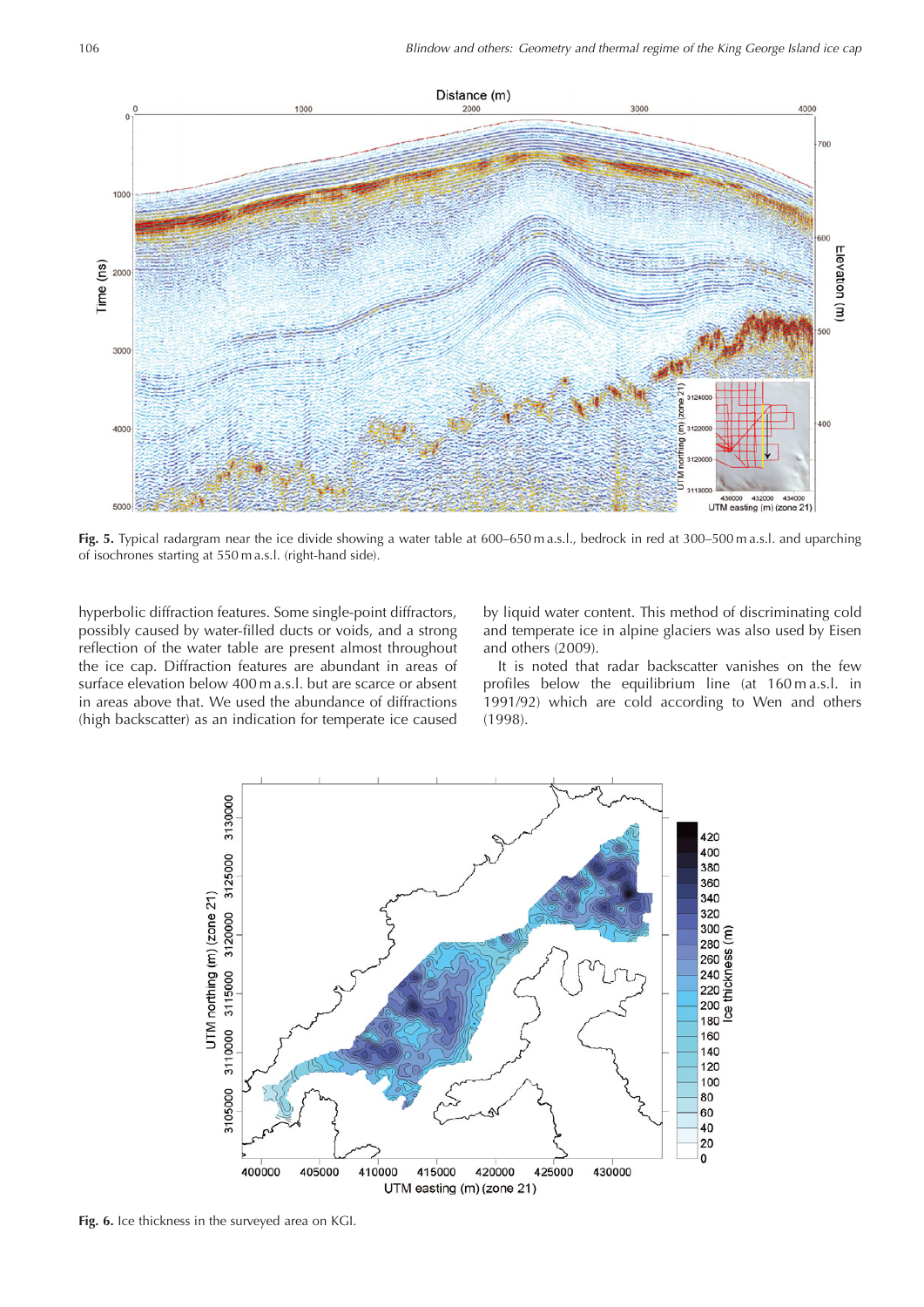Fig. 5. Typical radargram near the ice divide showing a water table at 600–650 m a.s.l., bedrock in red at 300–500 m a.s.l. and uparching of isochrones starting at 550 m a.s.l. (right-hand side).

hyperbolic diffraction features. Some single-point diffractors, possibly caused by water-filled ducts or voids, and a strong reflection of the water table are present almost throughout the ice cap. Diffraction features are abundant in areas of surface elevation below 400 m a.s.l. but are scarce or absent in areas above that. We used the abundance of diffractions (high backscatter) as an indication for temperate ice caused by liquid water content. This method of discriminating cold and temperate ice in alpine glaciers was also used by Eisen and others (2009).

It is noted that radar backscatter vanishes on the few profiles below the equilibrium line (at 160 m a.s.l. in 1991/92) which are cold according to Wen and others (1998).

Fig. 6. Ice thickness in the surveyed area on KGI.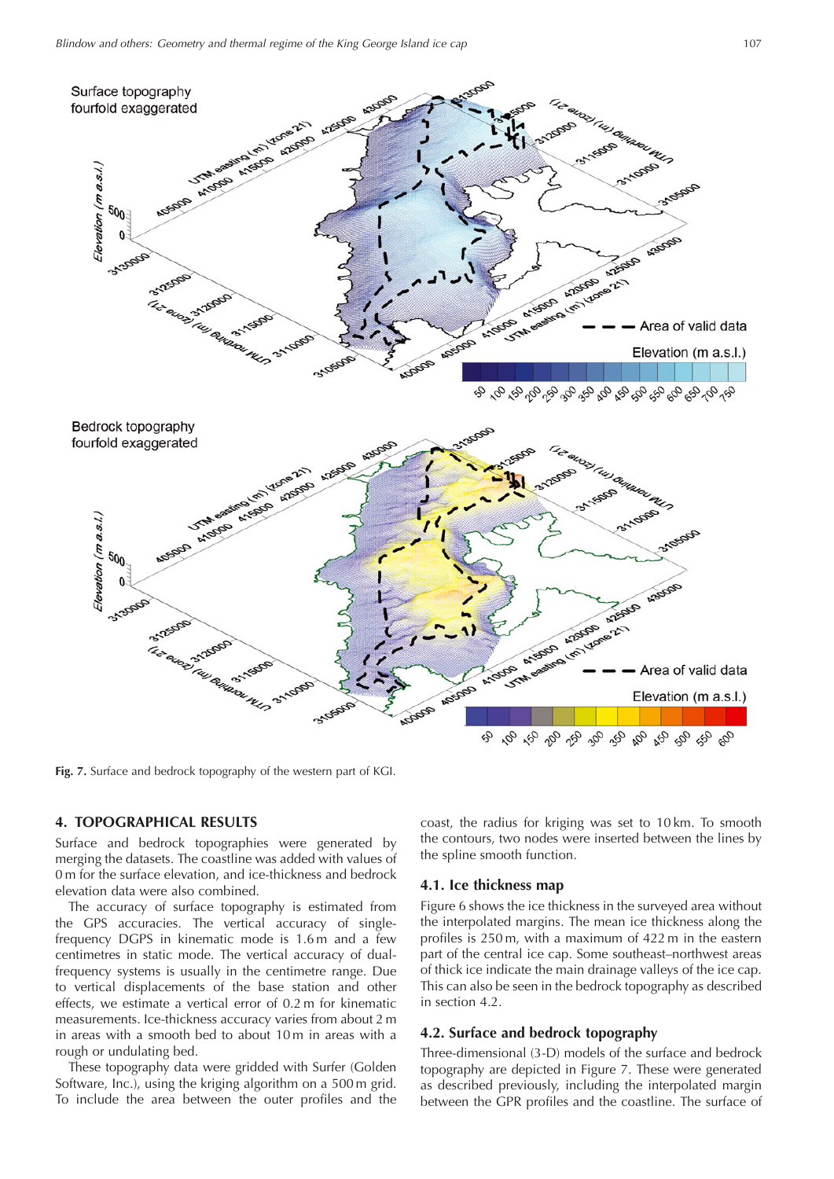Fig. 7. Surface and bedrock topography of the western part of KGI.

## 4. TOPOGRAPHICAL RESULTS

Surface and bedrock topographies were generated by merging the datasets. The coastline was added with values of 0 m for the surface elevation, and ice-thickness and bedrock elevation data were also combined.

The accuracy of surface topography is estimated from the GPS accuracies. The vertical accuracy of single-frequency DGPS in kinematic mode is 1.6 m and a few centimetres in static mode. The vertical accuracy of dual-frequency systems is usually in the centimetre range. Due to vertical displacements of the base station and other effects, we estimate a vertical error of 0.2 m for kinematic measurements. Ice-thickness accuracy varies from about 2 m in areas with a smooth bed to about 10 m in areas with a rough or undulating bed.

These topography data were gridded with Surfer (Golden Software, Inc.), using the kriging algorithm on a 500 m grid. To include the area between the outer profiles and the coast, the radius for kriging was set to 10 km. To smooth the contours, two nodes were inserted between the lines by the spline smooth function.

### 4.1. Ice thickness map

Figure 6 shows the ice thickness in the surveyed area without the interpolated margins. The mean ice thickness along the profiles is 250 m, with a maximum of 422 m in the eastern part of the central ice cap. Some southeast–northwest areas of thick ice indicate the main drainage valleys of the ice cap. This can also be seen in the bedrock topography as described in section 4.2.

### 4.2. Surface and bedrock topography

Three-dimensional (3-D) models of the surface and bedrock topography are depicted in Figure 7. These were generated as described previously, including the interpolated margin between the GPR profiles and the coastline. The surface of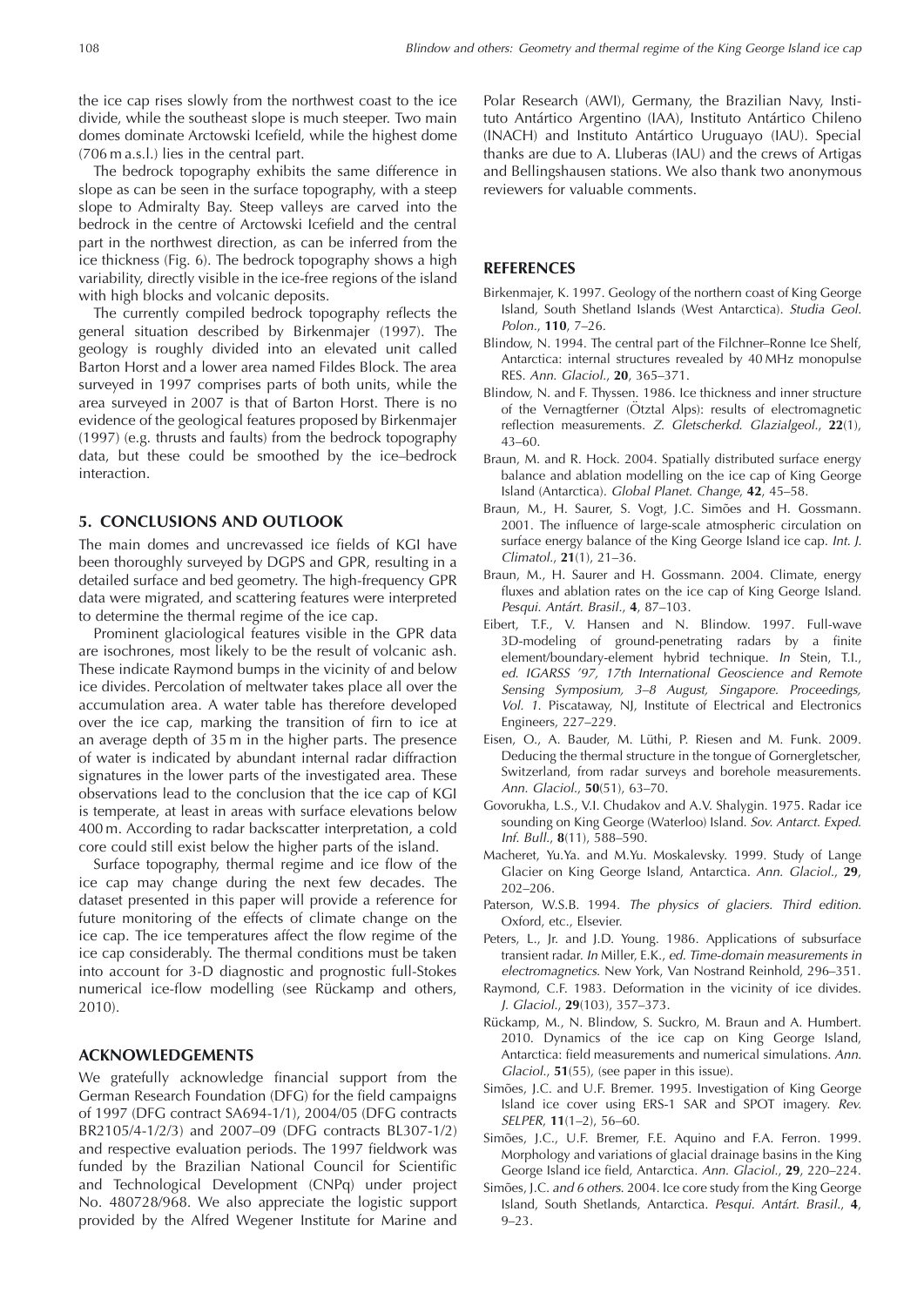the ice cap rises slowly from the northwest coast to the ice divide, while the southeast slope is much steeper. Two main domes dominate Arctowski Icefield, while the highest dome (706 m a.s.l.) lies in the central part.

The bedrock topography exhibits the same difference in slope as can be seen in the surface topography, with a steep slope to Admiralty Bay. Steep valleys are carved into the bedrock in the centre of Arctowski Icefield and the central part in the northwest direction, as can be inferred from the ice thickness (Fig. 6). The bedrock topography shows a high variability, directly visible in the ice-free regions of the island with high blocks and volcanic deposits.

The currently compiled bedrock topography reflects the general situation described by Birkenmajer (1997). The geology is roughly divided into an elevated unit called Barton Horst and a lower area named Fildes Block. The area surveyed in 1997 comprises parts of both units, while the area surveyed in 2007 is that of Barton Horst. There is no evidence of the geological features proposed by Birkenmajer (1997) (e.g. thrusts and faults) from the bedrock topography data, but these could be smoothed by the ice–bedrock interaction.

## 5. CONCLUSIONS AND OUTLOOK

The main domes and uncrevassed ice fields of KGI have been thoroughly surveyed by DGPS and GPR, resulting in a detailed surface and bed geometry. The high-frequency GPR data were migrated, and scattering features were interpreted to determine the thermal regime of the ice cap.

Prominent glaciological features visible in the GPR data are isochrones, most likely to be the result of volcanic ash. These indicate Raymond bumps in the vicinity of and below ice divides. Percolation of meltwater takes place all over the accumulation area. A water table has therefore developed over the ice cap, marking the transition of firn to ice at an average depth of 35 m in the higher parts. The presence of water is indicated by abundant internal radar diffraction signatures in the lower parts of the investigated area. These observations lead to the conclusion that the ice cap of KGI is temperate, at least in areas with surface elevations below 400 m. According to radar backscatter interpretation, a cold core could still exist below the higher parts of the island.

Surface topography, thermal regime and ice flow of the ice cap may change during the next few decades. The dataset presented in this paper will provide a reference for future monitoring of the effects of climate change on the ice cap. The ice temperatures affect the flow regime of the ice cap considerably. The thermal conditions must be taken into account for 3-D diagnostic and prognostic full-Stokes numerical ice-flow modelling (see Rückamp and others, 2010).

## ACKNOWLEDGEMENTS

We gratefully acknowledge financial support from the German Research Foundation (DFG) for the field campaigns of 1997 (DFG contract SA694-1/1), 2004/05 (DFG contracts BR2105/4-1/2/3) and 2007–09 (DFG contracts BL307-1/2) and respective evaluation periods. The 1997 fieldwork was funded by the Brazilian National Council for Scientific and Technological Development (CNPq) under project No. 480728/968. We also appreciate the logistic support provided by the Alfred Wegener Institute for Marine and Polar Research (AWI), Germany, the Brazilian Navy, Instituto Antártico Argentino (IAA), Instituto Antártico Chileno (INACH) and Instituto Antártico Uruguayo (IAU). Special thanks are due to A. Lluberas (IAU) and the crews of Artigas and Bellingshausen stations. We also thank two anonymous reviewers for valuable comments.

## REFERENCES

Birkenmajer, K. 1997. Geology of the northern coast of King George Island, South Shetland Islands (West Antarctica). *Studia Geol. Polon.*, **110**, 7–26.

Blindow, N. 1994. The central part of the Filchner–Ronne Ice Shelf, Antarctica: internal structures revealed by 40 MHz monopulse RES. *Ann. Glaciol.*, **20**, 365–371.

Blindow, N. and F. Thyssen. 1986. Ice thickness and inner structure of the Vernagtferner (Ötztal Alps): results of electromagnetic reflection measurements. *Z. Gletscherkd. Glazialgeol.*, **22**(1), 43–60.

Braun, M. and R. Hock. 2004. Spatially distributed surface energy balance and ablation modelling on the ice cap of King George Island (Antarctica). *Global Planet. Change*, **42**, 45–58.

Braun, M., H. Saurer, S. Vogt, J.C. Simões and H. Gossmann. 2001. The influence of large-scale atmospheric circulation on surface energy balance of the King George Island ice cap. *Int. J. Climatol.*, **21**(1), 21–36.

Braun, M., H. Saurer and H. Gossmann. 2004. Climate, energy fluxes and ablation rates on the ice cap of King George Island. *Pesqui. Antárt. Brasil.*, **4**, 87–103.

Eibert, T.F., V. Hansen and N. Blindow. 1997. Full-wave 3D-modeling of ground-penetrating radars by a finite element/boundary-element hybrid technique. *In* Stein, T.I., *ed. IGARSS '97, 17th International Geoscience and Remote Sensing Symposium, 3–8 August, Singapore. Proceedings, Vol. 1.* Piscataway, NJ, Institute of Electrical and Electronics Engineers, 227–229.

Eisen, O., A. Bauder, M. Lüthi, P. Riesen and M. Funk. 2009. Deducing the thermal structure in the tongue of Gornergletscher, Switzerland, from radar surveys and borehole measurements. *Ann. Glaciol.*, **50**(51), 63–70.

Govorukha, L.S., V.I. Chudakov and A.V. Shalygin. 1975. Radar ice sounding on King George (Waterloo) Island. *Sov. Antarct. Exped. Inf. Bull.*, **8**(11), 588–590.

Macheret, Yu.Ya. and M.Yu. Moskalevsky. 1999. Study of Lange Glacier on King George Island, Antarctica. *Ann. Glaciol.*, **29**, 202–206.

Paterson, W.S.B. 1994. *The physics of glaciers. Third edition.* Oxford, etc., Elsevier.

Peters, L., Jr. and J.D. Young. 1986. Applications of subsurface transient radar. *In* Miller, E.K., *ed. Time-domain measurements in electromagnetics.* New York, Van Nostrand Reinhold, 296–351.

Raymond, C.F. 1983. Deformation in the vicinity of ice divides. *J. Glaciol.*, **29**(103), 357–373.

Rückamp, M., N. Blindow, S. Suckro, M. Braun and A. Humbert. 2010. Dynamics of the ice cap on King George Island, Antarctica: field measurements and numerical simulations. *Ann. Glaciol.*, **51**(55), (see paper in this issue).

Simões, J.C. and U.F. Bremer. 1995. Investigation of King George Island ice cover using ERS-1 SAR and SPOT imagery. *Rev. SELPER*, **11**(1–2), 56–60.

Simões, J.C., U.F. Bremer, F.E. Aquino and F.A. Ferron. 1999. Morphology and variations of glacial drainage basins in the King George Island ice field, Antarctica. *Ann. Glaciol.*, **29**, 220–224.

Simões, J.C. *and 6 others.* 2004. Ice core study from the King George Island, South Shetlands, Antarctica. *Pesqui. Antárt. Brasil.*, **4**, 9–23.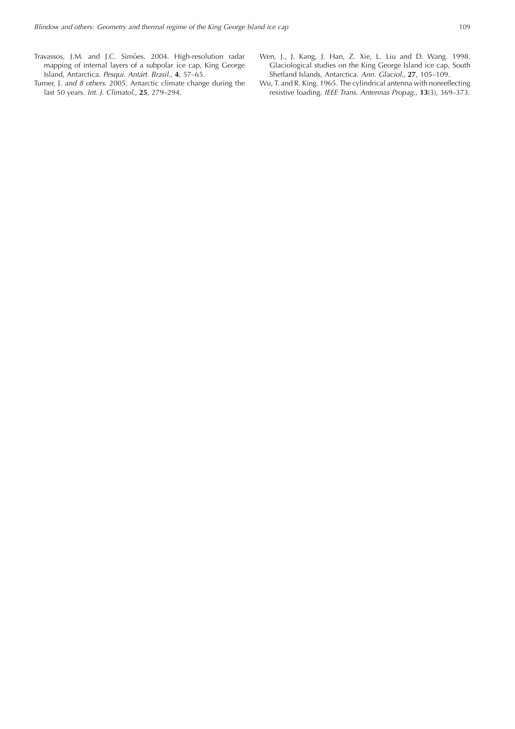Travassos, J.M. and J.C. Simões. 2004. High-resolution radar mapping of internal layers of a subpolar ice cap, King George Island, Antarctica. *Pesqui. Antárt. Brasil.*, **4**, 57–65.

Turner, J. *and 8 others.* 2005. Antarctic climate change during the last 50 years. *Int. J. Climatol.*, **25**, 279–294.

Wen, J., J. Kang, J. Han, Z. Xie, L. Liu and D. Wang. 1998. Glaciological studies on the King George Island ice cap, South Shetland Islands, Antarctica. *Ann. Glaciol.*, **27**, 105–109.

Wu, T. and R. King. 1965. The cylindrical antenna with nonreflecting resistive loading. *IEEE Trans. Antennas Propag.*, **13**(3), 369–373.